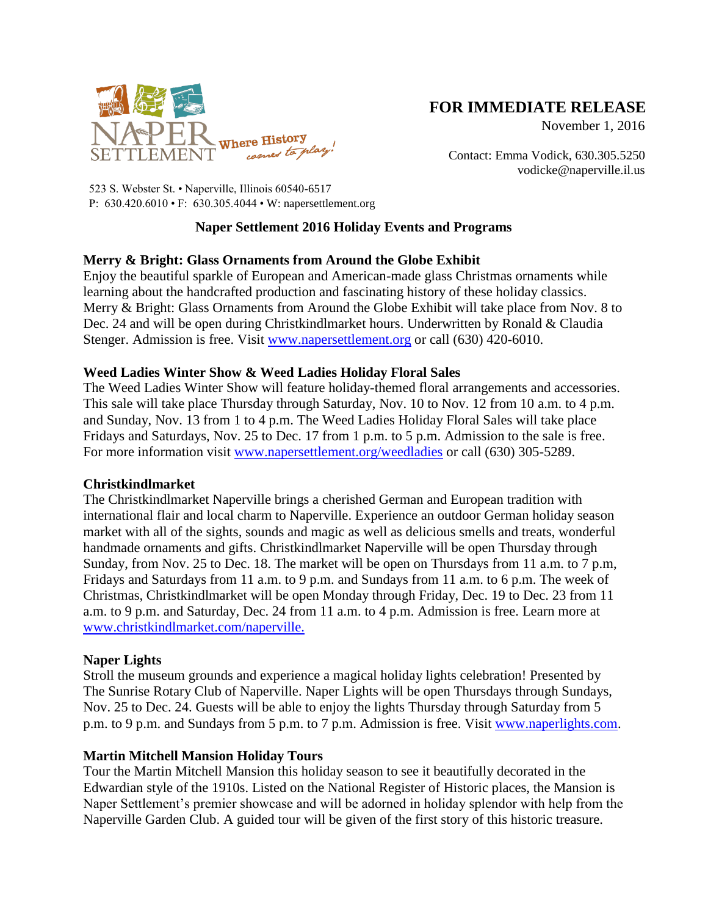NAPER SETTLEMENT Where History comes to play!

523 S. Webster St. • Naperville, Illinois 60540-6517
P: 630.420.6010 • F: 630.305.4044 • W: napersettlement.org

**FOR IMMEDIATE RELEASE**
November 1, 2016

Contact: Emma Vodick, 630.305.5250
vodicke@naperville.il.us

## Naper Settlement 2016 Holiday Events and Programs

### Merry & Bright: Glass Ornaments from Around the Globe Exhibit

Enjoy the beautiful sparkle of European and American-made glass Christmas ornaments while learning about the handcrafted production and fascinating history of these holiday classics. Merry & Bright: Glass Ornaments from Around the Globe Exhibit will take place from Nov. 8 to Dec. 24 and will be open during Christkindlmarket hours. Underwritten by Ronald & Claudia Stenger. Admission is free. Visit www.napersettlement.org or call (630) 420-6010.

### Weed Ladies Winter Show & Weed Ladies Holiday Floral Sales

The Weed Ladies Winter Show will feature holiday-themed floral arrangements and accessories. This sale will take place Thursday through Saturday, Nov. 10 to Nov. 12 from 10 a.m. to 4 p.m. and Sunday, Nov. 13 from 1 to 4 p.m. The Weed Ladies Holiday Floral Sales will take place Fridays and Saturdays, Nov. 25 to Dec. 17 from 1 p.m. to 5 p.m. Admission to the sale is free. For more information visit www.napersettlement.org/weedladies or call (630) 305-5289.

### Christkindlmarket

The Christkindlmarket Naperville brings a cherished German and European tradition with international flair and local charm to Naperville. Experience an outdoor German holiday season market with all of the sights, sounds and magic as well as delicious smells and treats, wonderful handmade ornaments and gifts. Christkindlmarket Naperville will be open Thursday through Sunday, from Nov. 25 to Dec. 18. The market will be open on Thursdays from 11 a.m. to 7 p.m, Fridays and Saturdays from 11 a.m. to 9 p.m. and Sundays from 11 a.m. to 6 p.m. The week of Christmas, Christkindlmarket will be open Monday through Friday, Dec. 19 to Dec. 23 from 11 a.m. to 9 p.m. and Saturday, Dec. 24 from 11 a.m. to 4 p.m. Admission is free. Learn more at www.christkindlmarket.com/naperville.

### Naper Lights

Stroll the museum grounds and experience a magical holiday lights celebration! Presented by The Sunrise Rotary Club of Naperville. Naper Lights will be open Thursdays through Sundays, Nov. 25 to Dec. 24. Guests will be able to enjoy the lights Thursday through Saturday from 5 p.m. to 9 p.m. and Sundays from 5 p.m. to 7 p.m. Admission is free. Visit www.naperlights.com.

### Martin Mitchell Mansion Holiday Tours

Tour the Martin Mitchell Mansion this holiday season to see it beautifully decorated in the Edwardian style of the 1910s. Listed on the National Register of Historic places, the Mansion is Naper Settlement's premier showcase and will be adorned in holiday splendor with help from the Naperville Garden Club. A guided tour will be given of the first story of this historic treasure.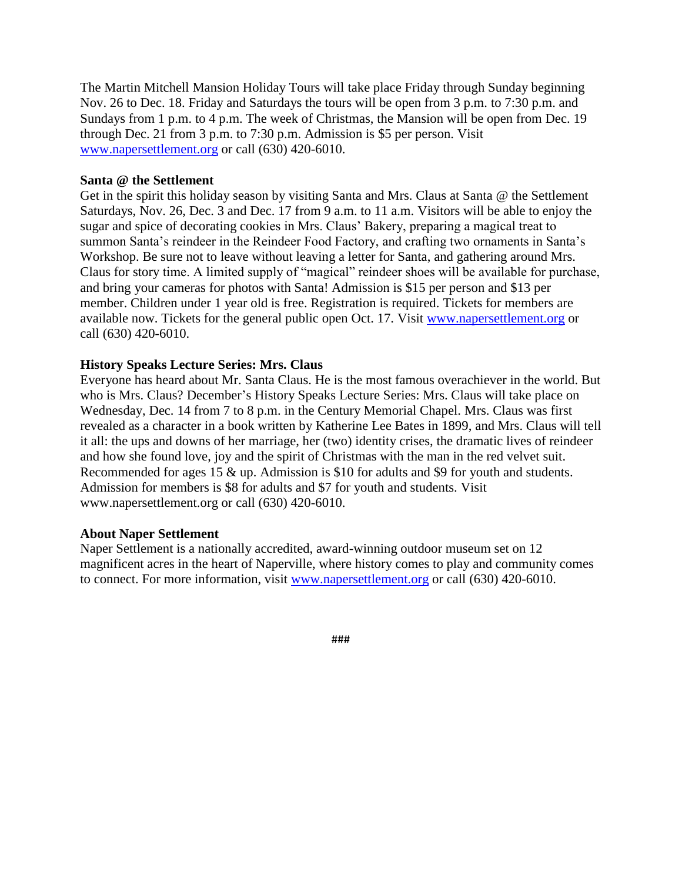The Martin Mitchell Mansion Holiday Tours will take place Friday through Sunday beginning Nov. 26 to Dec. 18. Friday and Saturdays the tours will be open from 3 p.m. to 7:30 p.m. and Sundays from 1 p.m. to 4 p.m. The week of Christmas, the Mansion will be open from Dec. 19 through Dec. 21 from 3 p.m. to 7:30 p.m. Admission is $5 per person. Visit www.napersettlement.org or call (630) 420-6010.

**Santa @ the Settlement**

Get in the spirit this holiday season by visiting Santa and Mrs. Claus at Santa @ the Settlement Saturdays, Nov. 26, Dec. 3 and Dec. 17 from 9 a.m. to 11 a.m. Visitors will be able to enjoy the sugar and spice of decorating cookies in Mrs. Claus' Bakery, preparing a magical treat to summon Santa's reindeer in the Reindeer Food Factory, and crafting two ornaments in Santa's Workshop. Be sure not to leave without leaving a letter for Santa, and gathering around Mrs. Claus for story time. A limited supply of "magical" reindeer shoes will be available for purchase, and bring your cameras for photos with Santa! Admission is $15 per person and $13 per member. Children under 1 year old is free. Registration is required. Tickets for members are available now. Tickets for the general public open Oct. 17. Visit www.napersettlement.org or call (630) 420-6010.

**History Speaks Lecture Series: Mrs. Claus**

Everyone has heard about Mr. Santa Claus. He is the most famous overachiever in the world. But who is Mrs. Claus? December's History Speaks Lecture Series: Mrs. Claus will take place on Wednesday, Dec. 14 from 7 to 8 p.m. in the Century Memorial Chapel. Mrs. Claus was first revealed as a character in a book written by Katherine Lee Bates in 1899, and Mrs. Claus will tell it all: the ups and downs of her marriage, her (two) identity crises, the dramatic lives of reindeer and how she found love, joy and the spirit of Christmas with the man in the red velvet suit. Recommended for ages 15 & up. Admission is $10 for adults and $9 for youth and students. Admission for members is $8 for adults and $7 for youth and students. Visit www.napersettlement.org or call (630) 420-6010.

**About Naper Settlement**

Naper Settlement is a nationally accredited, award-winning outdoor museum set on 12 magnificent acres in the heart of Naperville, where history comes to play and community comes to connect. For more information, visit www.napersettlement.org or call (630) 420-6010.

###